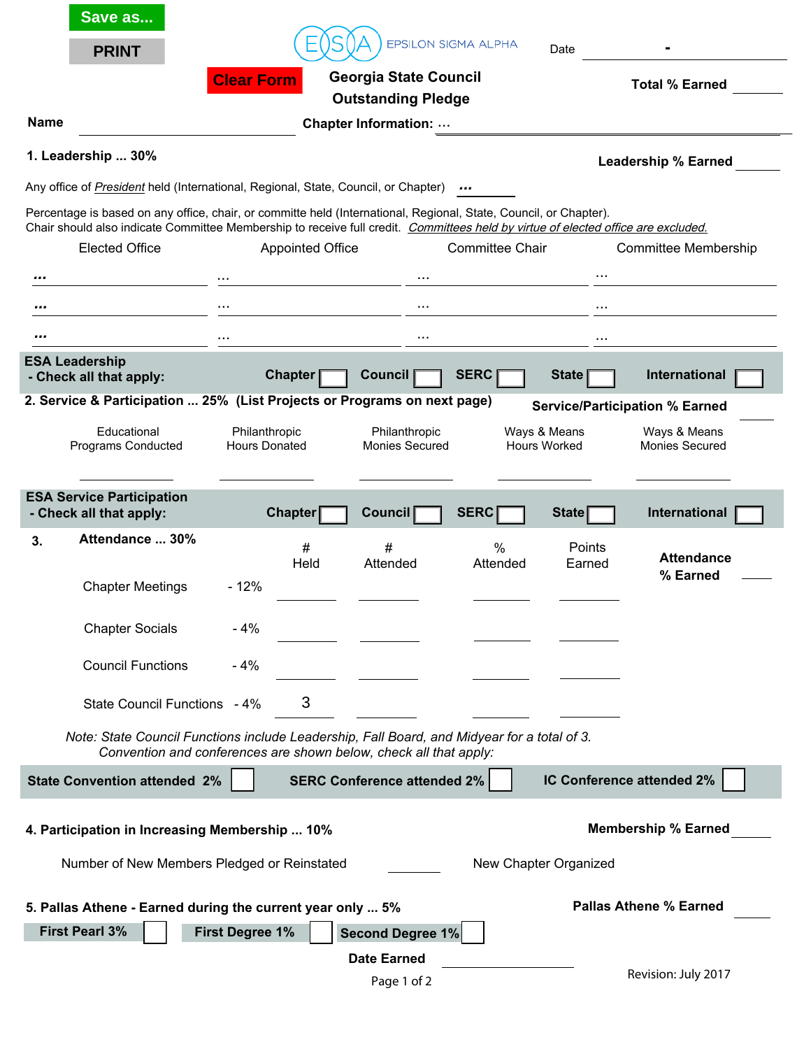Save as...

PRINT

Clear Form

ESA EPSILON SIGMA ALPHA

Date ____ - ____

# Georgia State Council
# Outstanding Pledge

**Total % Earned** ______

**Name** ______________________ **Chapter Information:** ...

## 1. Leadership ... 30%

**Leadership % Earned** ______

Any office of *President* held (International, Regional, State, Council, or Chapter) ***...***

Percentage is based on any office, chair, or committe held (International, Regional, State, Council, or Chapter).
Chair should also indicate Committee Membership to receive full credit. *Committees held by virtue of elected office are excluded.*

| Elected Office | Appointed Office | Committee Chair | Committee Membership |
|---|---|---|---|
| ... | ... | ... | ... |
| ... | ... | ... | ... |
| ... | ... | ... | ... |

**ESA Leadership - Check all that apply:** **Chapter** ☐ **Council** ☐ **SERC** ☐ **State** ☐ **International** ☐

## 2. Service & Participation ... 25% (List Projects or Programs on next page)

**Service/Participation % Earned** ______

| Educational Programs Conducted | Philanthropic Hours Donated | Philanthropic Monies Secured | Ways & Means Hours Worked | Ways & Means Monies Secured |
|---|---|---|---|---|
| | | | | |

**ESA Service Participation - Check all that apply:** **Chapter** ☐ **Council** ☐ **SERC** ☐ **State** ☐ **International** ☐

## 3. Attendance ... 30%

**Attendance % Earned** ______

| | | # Held | # Attended | % Attended | Points Earned |
|---|---|---|---|---|---|
| Chapter Meetings | - 12% | | | | |
| Chapter Socials | - 4% | | | | |
| Council Functions | - 4% | | | | |
| State Council Functions | - 4% | 3 | | | |

*Note: State Council Functions include Leadership, Fall Board, and Midyear for a total of 3. Convention and conferences are shown below, check all that apply:*

**State Convention attended 2%** ☐ **SERC Conference attended 2%** ☐ **IC Conference attended 2%** ☐

## 4. Participation in Increasing Membership ... 10%

**Membership % Earned** ______

Number of New Members Pledged or Reinstated ______ New Chapter Organized

## 5. Pallas Athene - Earned during the current year only ... 5%

**Pallas Athene % Earned** ______

**First Pearl 3%** ☐ **First Degree 1%** ☐ **Second Degree 1%** ☐

**Date Earned** ______

Revision: July 2017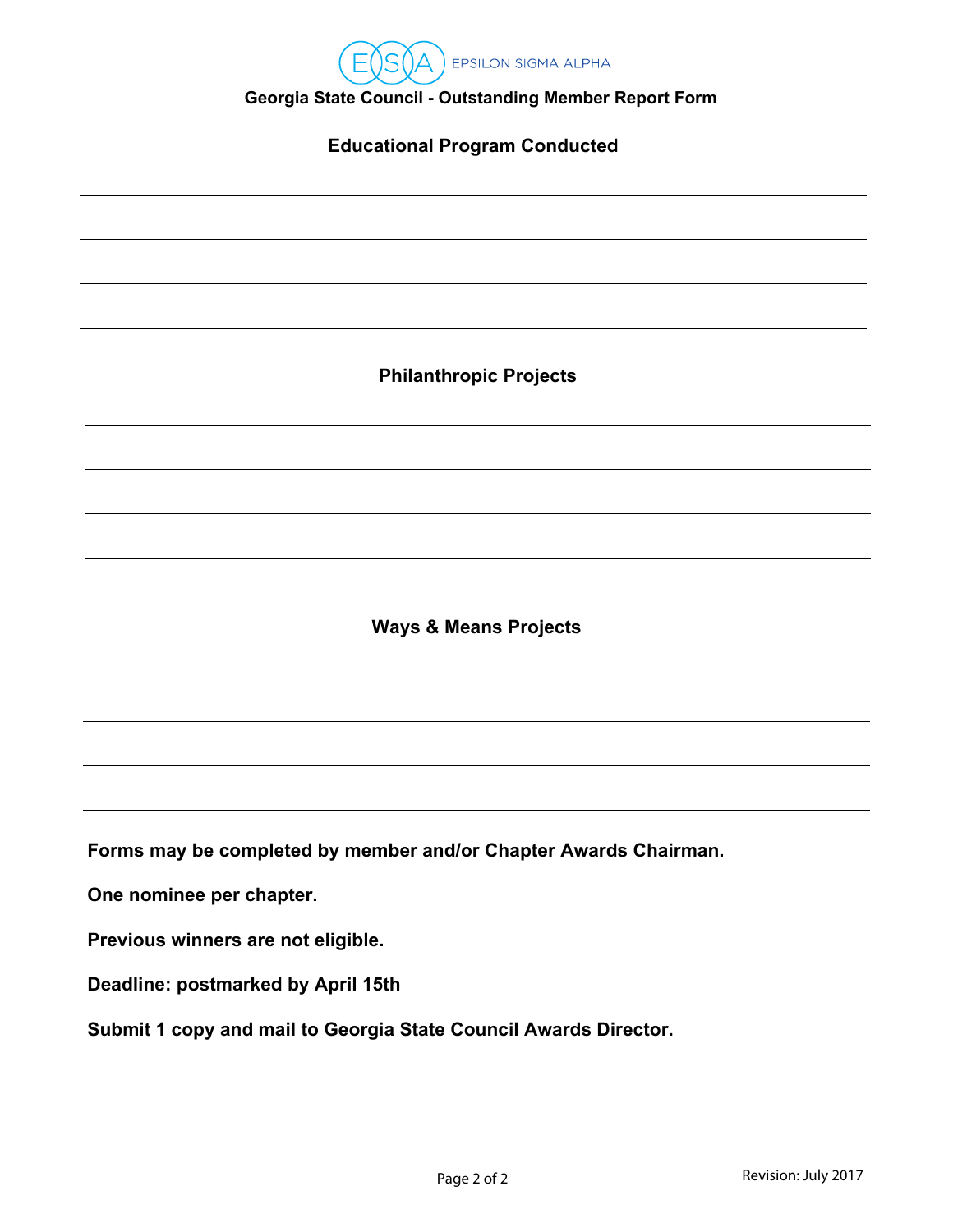EPSILON SIGMA ALPHA

**Georgia State Council - Outstanding Member Report Form**

## Educational Program Conducted

______________________________________________________________________

______________________________________________________________________

______________________________________________________________________

______________________________________________________________________

## Philanthropic Projects

______________________________________________________________________

______________________________________________________________________

______________________________________________________________________

______________________________________________________________________

## Ways & Means Projects

______________________________________________________________________

______________________________________________________________________

______________________________________________________________________

______________________________________________________________________

**Forms may be completed by member and/or Chapter Awards Chairman.**

**One nominee per chapter.**

**Previous winners are not eligible.**

**Deadline: postmarked by April 15th**

**Submit 1 copy and mail to Georgia State Council Awards Director.**

Revision: July 2017